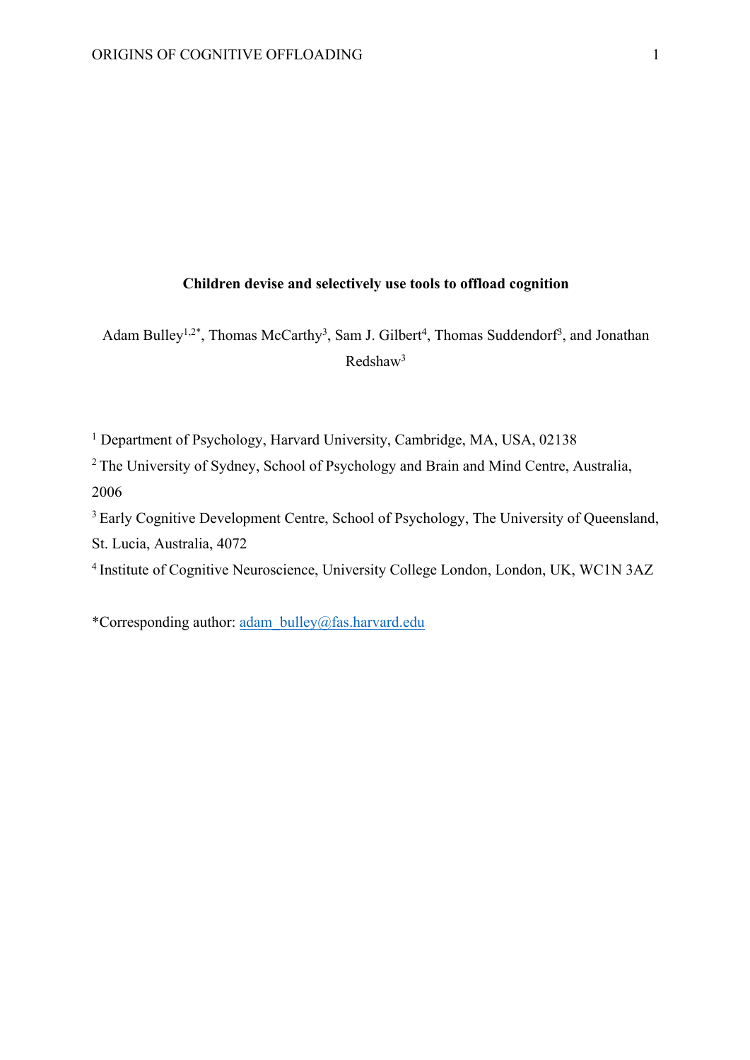# Children devise and selectively use tools to offload cognition

Adam Bulley[1,2*], Thomas McCarthy[3], Sam J. Gilbert[4], Thomas Suddendorf[3], and Jonathan Redshaw[3]

[1] Department of Psychology, Harvard University, Cambridge, MA, USA, 02138

[2] The University of Sydney, School of Psychology and Brain and Mind Centre, Australia, 2006

[3] Early Cognitive Development Centre, School of Psychology, The University of Queensland, St. Lucia, Australia, 4072

[4] Institute of Cognitive Neuroscience, University College London, London, UK, WC1N 3AZ

*Corresponding author: adam_bulley@fas.harvard.edu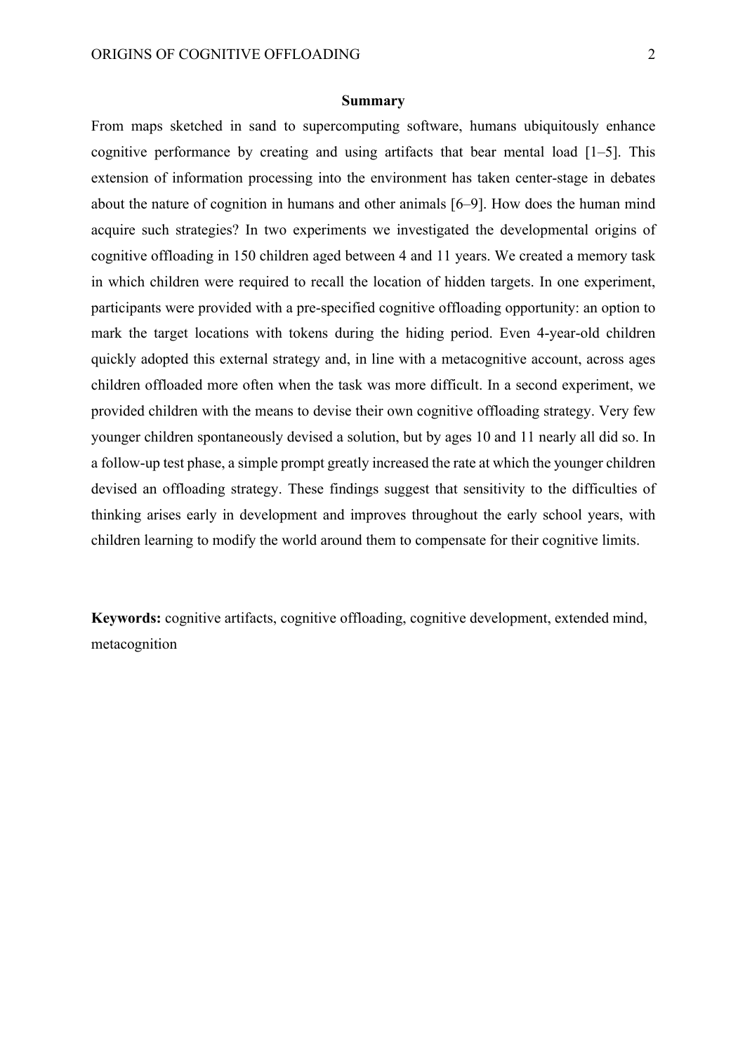## Summary

From maps sketched in sand to supercomputing software, humans ubiquitously enhance cognitive performance by creating and using artifacts that bear mental load [1–5]. This extension of information processing into the environment has taken center-stage in debates about the nature of cognition in humans and other animals [6–9]. How does the human mind acquire such strategies? In two experiments we investigated the developmental origins of cognitive offloading in 150 children aged between 4 and 11 years. We created a memory task in which children were required to recall the location of hidden targets. In one experiment, participants were provided with a pre-specified cognitive offloading opportunity: an option to mark the target locations with tokens during the hiding period. Even 4-year-old children quickly adopted this external strategy and, in line with a metacognitive account, across ages children offloaded more often when the task was more difficult. In a second experiment, we provided children with the means to devise their own cognitive offloading strategy. Very few younger children spontaneously devised a solution, but by ages 10 and 11 nearly all did so. In a follow-up test phase, a simple prompt greatly increased the rate at which the younger children devised an offloading strategy. These findings suggest that sensitivity to the difficulties of thinking arises early in development and improves throughout the early school years, with children learning to modify the world around them to compensate for their cognitive limits.

**Keywords:** cognitive artifacts, cognitive offloading, cognitive development, extended mind, metacognition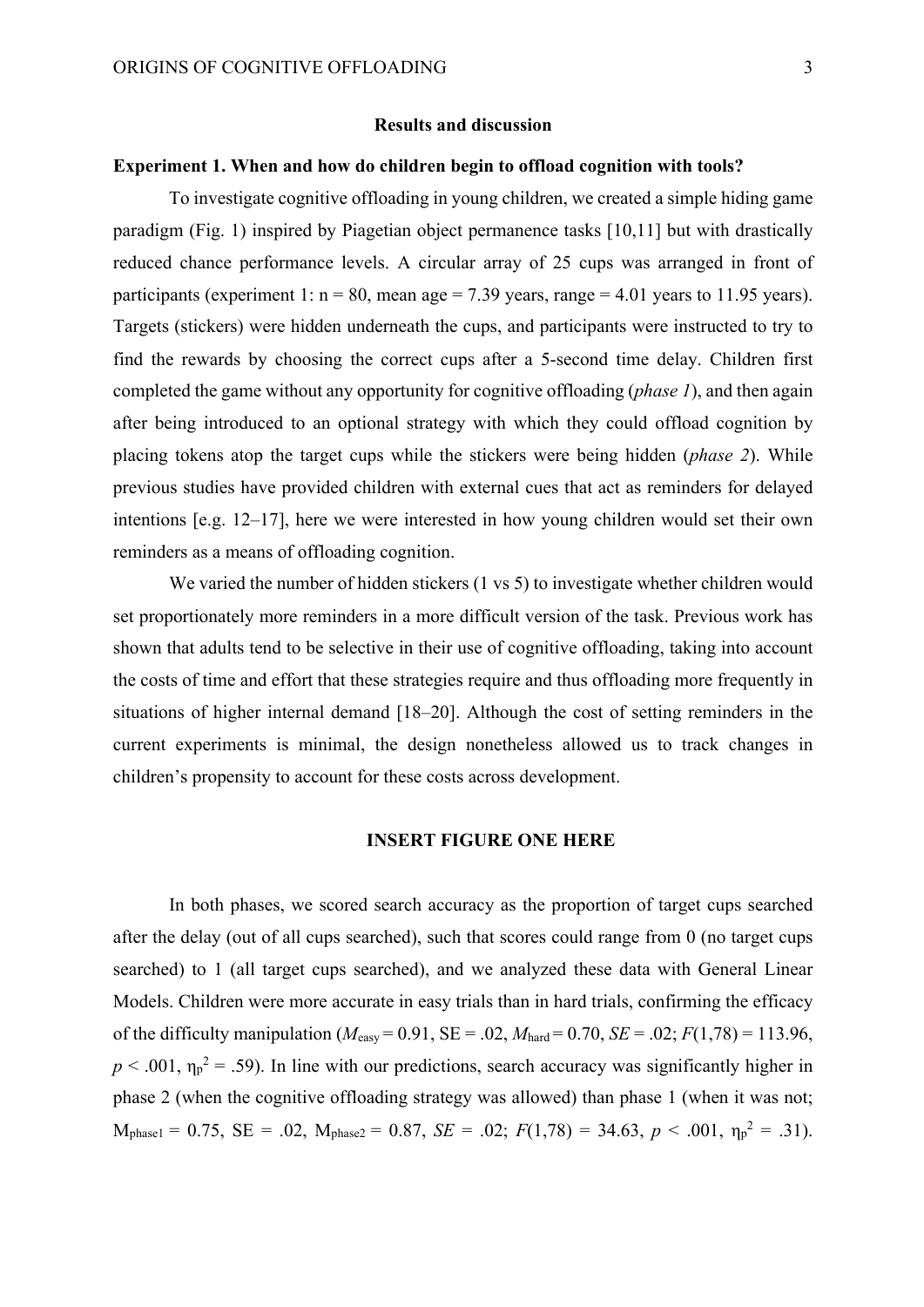## Results and discussion

### Experiment 1. When and how do children begin to offload cognition with tools?

To investigate cognitive offloading in young children, we created a simple hiding game paradigm (Fig. 1) inspired by Piagetian object permanence tasks [10,11] but with drastically reduced chance performance levels. A circular array of 25 cups was arranged in front of participants (experiment 1: n = 80, mean age = 7.39 years, range = 4.01 years to 11.95 years). Targets (stickers) were hidden underneath the cups, and participants were instructed to try to find the rewards by choosing the correct cups after a 5-second time delay. Children first completed the game without any opportunity for cognitive offloading (*phase 1*), and then again after being introduced to an optional strategy with which they could offload cognition by placing tokens atop the target cups while the stickers were being hidden (*phase 2*). While previous studies have provided children with external cues that act as reminders for delayed intentions [e.g. 12–17], here we were interested in how young children would set their own reminders as a means of offloading cognition.

We varied the number of hidden stickers (1 vs 5) to investigate whether children would set proportionately more reminders in a more difficult version of the task. Previous work has shown that adults tend to be selective in their use of cognitive offloading, taking into account the costs of time and effort that these strategies require and thus offloading more frequently in situations of higher internal demand [18–20]. Although the cost of setting reminders in the current experiments is minimal, the design nonetheless allowed us to track changes in children's propensity to account for these costs across development.

**INSERT FIGURE ONE HERE**

In both phases, we scored search accuracy as the proportion of target cups searched after the delay (out of all cups searched), such that scores could range from 0 (no target cups searched) to 1 (all target cups searched), and we analyzed these data with General Linear Models. Children were more accurate in easy trials than in hard trials, confirming the efficacy of the difficulty manipulation ($M_{easy}$ = 0.91, SE = .02, $M_{hard}$ = 0.70, *SE* = .02; $F(1,78) = 113.96$, $p < .001$, $\eta_p^2 = .59$). In line with our predictions, search accuracy was significantly higher in phase 2 (when the cognitive offloading strategy was allowed) than phase 1 (when it was not; $M_{phase1}$ = 0.75, SE = .02, $M_{phase2}$ = 0.87, *SE* = .02; $F(1,78) = 34.63$, $p < .001$, $\eta_p^2 = .31$).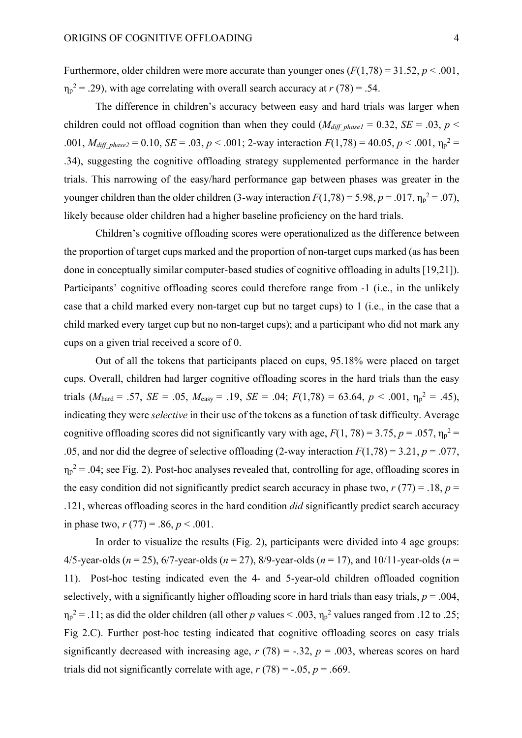Furthermore, older children were more accurate than younger ones ($F(1,78) = 31.52$, $p < .001$, $\eta_p^2 = .29$), with age correlating with overall search accuracy at $r\ (78) = .54$.

The difference in children's accuracy between easy and hard trials was larger when children could not offload cognition than when they could ($M_{diff\_phase1} = 0.32$, $SE = .03$, $p < .001$, $M_{diff\_phase2} = 0.10$, $SE = .03$, $p < .001$; 2-way interaction $F(1,78) = 40.05$, $p < .001$, $\eta_p^2 = .34$), suggesting the cognitive offloading strategy supplemented performance in the harder trials. This narrowing of the easy/hard performance gap between phases was greater in the younger children than the older children (3-way interaction $F(1,78) = 5.98$, $p = .017$, $\eta_p^2 = .07$), likely because older children had a higher baseline proficiency on the hard trials.

Children's cognitive offloading scores were operationalized as the difference between the proportion of target cups marked and the proportion of non-target cups marked (as has been done in conceptually similar computer-based studies of cognitive offloading in adults [19,21]). Participants' cognitive offloading scores could therefore range from -1 (i.e., in the unlikely case that a child marked every non-target cup but no target cups) to 1 (i.e., in the case that a child marked every target cup but no non-target cups); and a participant who did not mark any cups on a given trial received a score of 0.

Out of all the tokens that participants placed on cups, 95.18% were placed on target cups. Overall, children had larger cognitive offloading scores in the hard trials than the easy trials ($M_{\text{hard}} = .57$, $SE = .05$, $M_{\text{easy}} = .19$, $SE = .04$; $F(1,78) = 63.64$, $p < .001$, $\eta_p^2 = .45$), indicating they were *selective* in their use of the tokens as a function of task difficulty. Average cognitive offloading scores did not significantly vary with age, $F(1, 78) = 3.75$, $p = .057$, $\eta_p^2 = .05$, and nor did the degree of selective offloading (2-way interaction $F(1,78) = 3.21$, $p = .077$, $\eta_p^2 = .04$; see Fig. 2). Post-hoc analyses revealed that, controlling for age, offloading scores in the easy condition did not significantly predict search accuracy in phase two, $r\ (77) = .18$, $p = .121$, whereas offloading scores in the hard condition *did* significantly predict search accuracy in phase two, $r\ (77) = .86$, $p < .001$.

In order to visualize the results (Fig. 2), participants were divided into 4 age groups: 4/5-year-olds ($n = 25$), 6/7-year-olds ($n = 27$), 8/9-year-olds ($n = 17$), and 10/11-year-olds ($n = 11$). Post-hoc testing indicated even the 4- and 5-year-old children offloaded cognition selectively, with a significantly higher offloading score in hard trials than easy trials, $p = .004$, $\eta_p^2 = .11$; as did the older children (all other $p$ values < .003, $\eta_p^2$ values ranged from .12 to .25; Fig 2.C). Further post-hoc testing indicated that cognitive offloading scores on easy trials significantly decreased with increasing age, $r\ (78) = -.32$, $p = .003$, whereas scores on hard trials did not significantly correlate with age, $r\ (78) = -.05$, $p = .669$.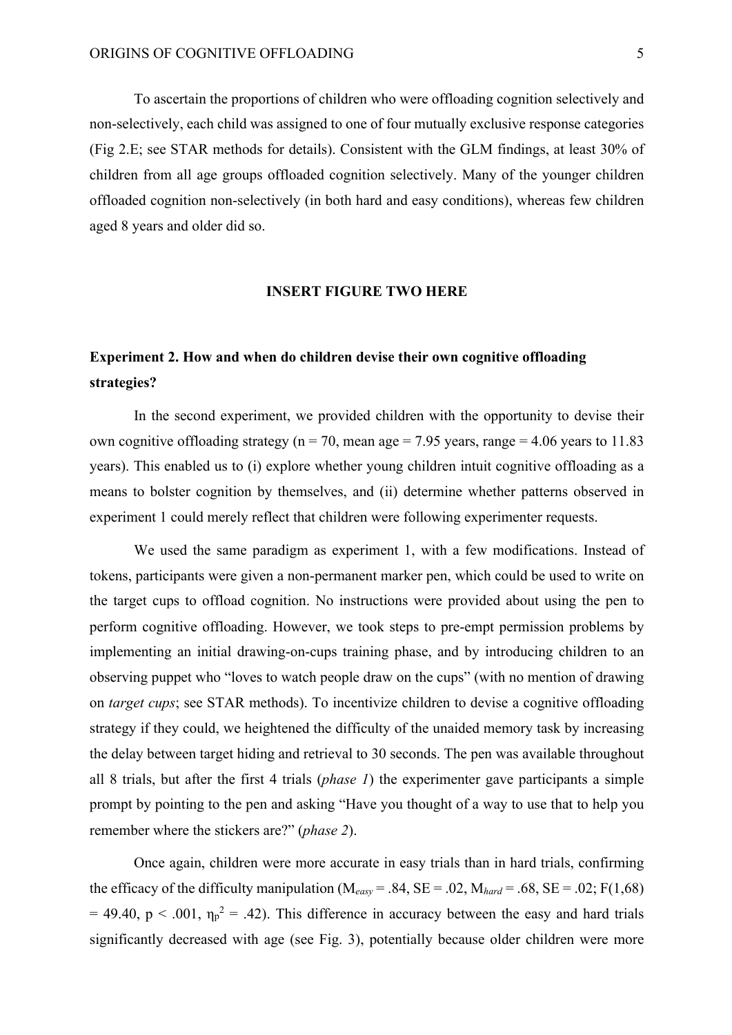To ascertain the proportions of children who were offloading cognition selectively and non-selectively, each child was assigned to one of four mutually exclusive response categories (Fig 2.E; see STAR methods for details). Consistent with the GLM findings, at least 30% of children from all age groups offloaded cognition selectively. Many of the younger children offloaded cognition non-selectively (in both hard and easy conditions), whereas few children aged 8 years and older did so.

**INSERT FIGURE TWO HERE**

## Experiment 2. How and when do children devise their own cognitive offloading strategies?

In the second experiment, we provided children with the opportunity to devise their own cognitive offloading strategy (n = 70, mean age = 7.95 years, range = 4.06 years to 11.83 years). This enabled us to (i) explore whether young children intuit cognitive offloading as a means to bolster cognition by themselves, and (ii) determine whether patterns observed in experiment 1 could merely reflect that children were following experimenter requests.

We used the same paradigm as experiment 1, with a few modifications. Instead of tokens, participants were given a non-permanent marker pen, which could be used to write on the target cups to offload cognition. No instructions were provided about using the pen to perform cognitive offloading. However, we took steps to pre-empt permission problems by implementing an initial drawing-on-cups training phase, and by introducing children to an observing puppet who "loves to watch people draw on the cups" (with no mention of drawing on *target cups*; see STAR methods). To incentivize children to devise a cognitive offloading strategy if they could, we heightened the difficulty of the unaided memory task by increasing the delay between target hiding and retrieval to 30 seconds. The pen was available throughout all 8 trials, but after the first 4 trials (*phase 1*) the experimenter gave participants a simple prompt by pointing to the pen and asking "Have you thought of a way to use that to help you remember where the stickers are?" (*phase 2*).

Once again, children were more accurate in easy trials than in hard trials, confirming the efficacy of the difficulty manipulation ($M_{easy}$ = .84, SE = .02, $M_{hard}$ = .68, SE = .02; $F(1,68) = 49.40$, $p < .001$, $\eta_p^2 = .42$). This difference in accuracy between the easy and hard trials significantly decreased with age (see Fig. 3), potentially because older children were more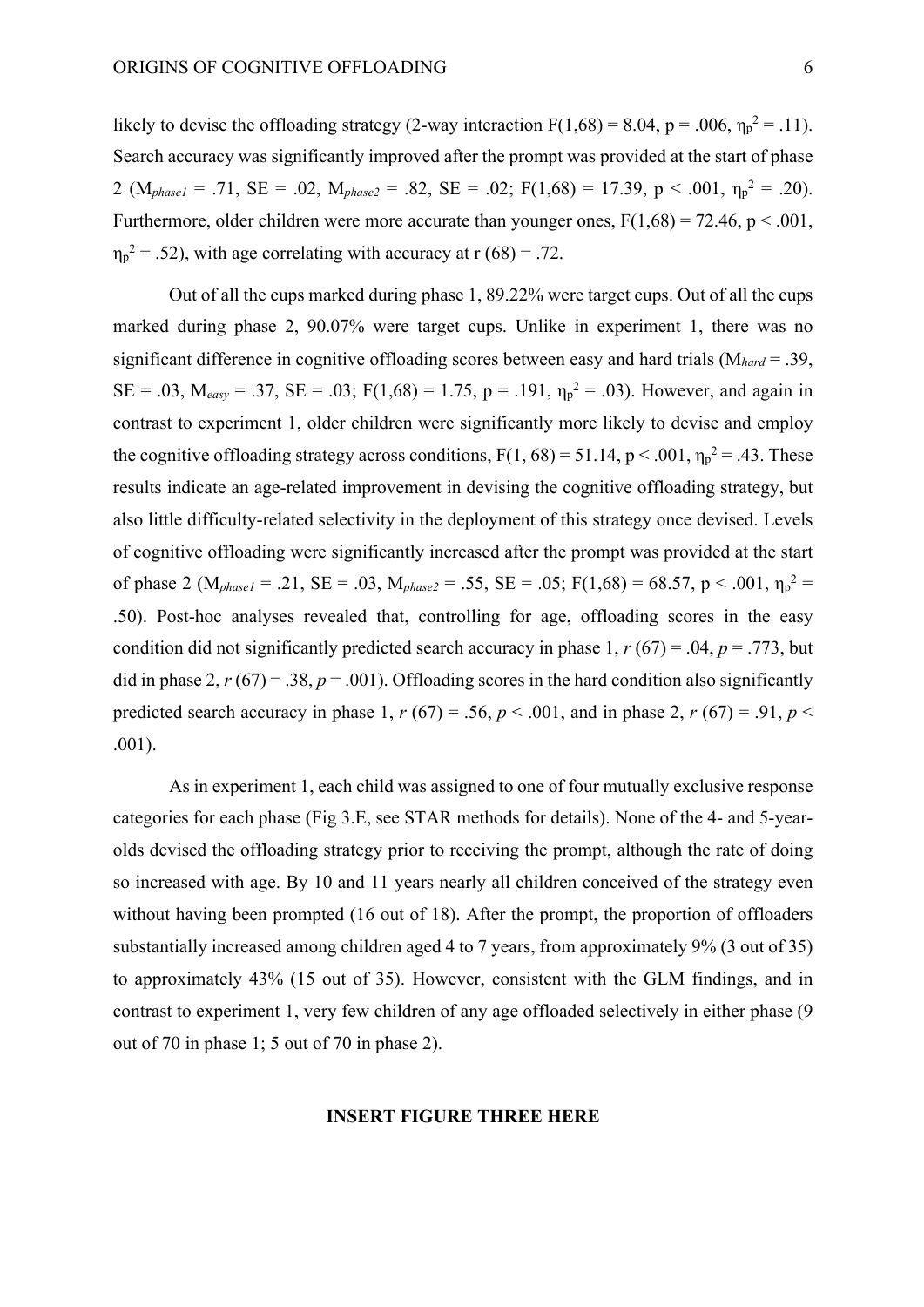likely to devise the offloading strategy (2-way interaction $F(1,68) = 8.04$, $p = .006$, $\eta_p^2 = .11$). Search accuracy was significantly improved after the prompt was provided at the start of phase 2 ($M_{phase1} = .71$, $SE = .02$, $M_{phase2} = .82$, $SE = .02$; $F(1,68) = 17.39$, $p < .001$, $\eta_p^2 = .20$). Furthermore, older children were more accurate than younger ones, $F(1,68) = 72.46$, $p < .001$, $\eta_p^2 = .52$), with age correlating with accuracy at $r(68) = .72$.

Out of all the cups marked during phase 1, 89.22% were target cups. Out of all the cups marked during phase 2, 90.07% were target cups. Unlike in experiment 1, there was no significant difference in cognitive offloading scores between easy and hard trials ($M_{hard} = .39$, $SE = .03$, $M_{easy} = .37$, $SE = .03$; $F(1,68) = 1.75$, $p = .191$, $\eta_p^2 = .03$). However, and again in contrast to experiment 1, older children were significantly more likely to devise and employ the cognitive offloading strategy across conditions, $F(1, 68) = 51.14$, $p < .001$, $\eta_p^2 = .43$. These results indicate an age-related improvement in devising the cognitive offloading strategy, but also little difficulty-related selectivity in the deployment of this strategy once devised. Levels of cognitive offloading were significantly increased after the prompt was provided at the start of phase 2 ($M_{phase1} = .21$, $SE = .03$, $M_{phase2} = .55$, $SE = .05$; $F(1,68) = 68.57$, $p < .001$, $\eta_p^2 = .50$). Post-hoc analyses revealed that, controlling for age, offloading scores in the easy condition did not significantly predicted search accuracy in phase 1, $r(67) = .04$, $p = .773$, but did in phase 2, $r(67) = .38$, $p = .001$). Offloading scores in the hard condition also significantly predicted search accuracy in phase 1, $r(67) = .56$, $p < .001$, and in phase 2, $r(67) = .91$, $p < .001$).

As in experiment 1, each child was assigned to one of four mutually exclusive response categories for each phase (Fig 3.E, see STAR methods for details). None of the 4- and 5-year-olds devised the offloading strategy prior to receiving the prompt, although the rate of doing so increased with age. By 10 and 11 years nearly all children conceived of the strategy even without having been prompted (16 out of 18). After the prompt, the proportion of offloaders substantially increased among children aged 4 to 7 years, from approximately 9% (3 out of 35) to approximately 43% (15 out of 35). However, consistent with the GLM findings, and in contrast to experiment 1, very few children of any age offloaded selectively in either phase (9 out of 70 in phase 1; 5 out of 70 in phase 2).

**INSERT FIGURE THREE HERE**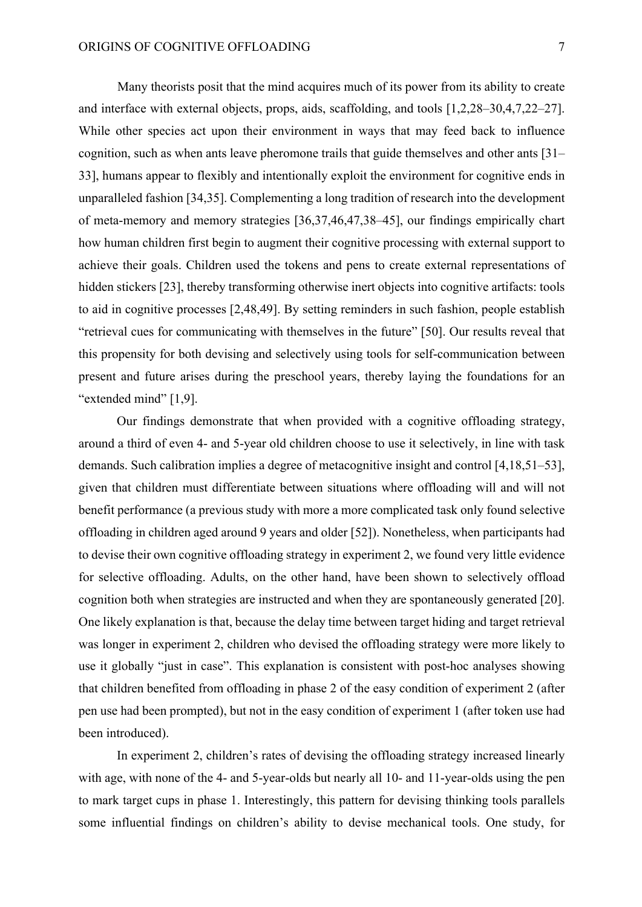Many theorists posit that the mind acquires much of its power from its ability to create and interface with external objects, props, aids, scaffolding, and tools [1,2,28–30,4,7,22–27]. While other species act upon their environment in ways that may feed back to influence cognition, such as when ants leave pheromone trails that guide themselves and other ants [31–33], humans appear to flexibly and intentionally exploit the environment for cognitive ends in unparalleled fashion [34,35]. Complementing a long tradition of research into the development of meta-memory and memory strategies [36,37,46,47,38–45], our findings empirically chart how human children first begin to augment their cognitive processing with external support to achieve their goals. Children used the tokens and pens to create external representations of hidden stickers [23], thereby transforming otherwise inert objects into cognitive artifacts: tools to aid in cognitive processes [2,48,49]. By setting reminders in such fashion, people establish "retrieval cues for communicating with themselves in the future" [50]. Our results reveal that this propensity for both devising and selectively using tools for self-communication between present and future arises during the preschool years, thereby laying the foundations for an "extended mind" [1,9].

Our findings demonstrate that when provided with a cognitive offloading strategy, around a third of even 4- and 5-year old children choose to use it selectively, in line with task demands. Such calibration implies a degree of metacognitive insight and control [4,18,51–53], given that children must differentiate between situations where offloading will and will not benefit performance (a previous study with more a more complicated task only found selective offloading in children aged around 9 years and older [52]). Nonetheless, when participants had to devise their own cognitive offloading strategy in experiment 2, we found very little evidence for selective offloading. Adults, on the other hand, have been shown to selectively offload cognition both when strategies are instructed and when they are spontaneously generated [20]. One likely explanation is that, because the delay time between target hiding and target retrieval was longer in experiment 2, children who devised the offloading strategy were more likely to use it globally "just in case". This explanation is consistent with post-hoc analyses showing that children benefited from offloading in phase 2 of the easy condition of experiment 2 (after pen use had been prompted), but not in the easy condition of experiment 1 (after token use had been introduced).

In experiment 2, children's rates of devising the offloading strategy increased linearly with age, with none of the 4- and 5-year-olds but nearly all 10- and 11-year-olds using the pen to mark target cups in phase 1. Interestingly, this pattern for devising thinking tools parallels some influential findings on children's ability to devise mechanical tools. One study, for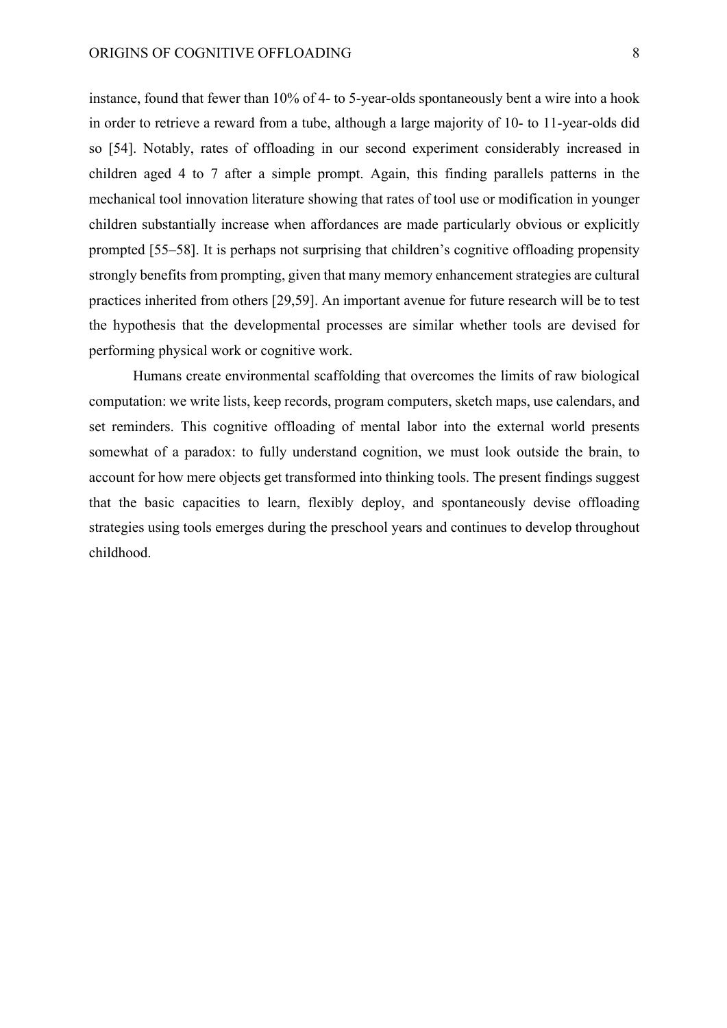instance, found that fewer than 10% of 4- to 5-year-olds spontaneously bent a wire into a hook in order to retrieve a reward from a tube, although a large majority of 10- to 11-year-olds did so [54]. Notably, rates of offloading in our second experiment considerably increased in children aged 4 to 7 after a simple prompt. Again, this finding parallels patterns in the mechanical tool innovation literature showing that rates of tool use or modification in younger children substantially increase when affordances are made particularly obvious or explicitly prompted [55–58]. It is perhaps not surprising that children's cognitive offloading propensity strongly benefits from prompting, given that many memory enhancement strategies are cultural practices inherited from others [29,59]. An important avenue for future research will be to test the hypothesis that the developmental processes are similar whether tools are devised for performing physical work or cognitive work.

Humans create environmental scaffolding that overcomes the limits of raw biological computation: we write lists, keep records, program computers, sketch maps, use calendars, and set reminders. This cognitive offloading of mental labor into the external world presents somewhat of a paradox: to fully understand cognition, we must look outside the brain, to account for how mere objects get transformed into thinking tools. The present findings suggest that the basic capacities to learn, flexibly deploy, and spontaneously devise offloading strategies using tools emerges during the preschool years and continues to develop throughout childhood.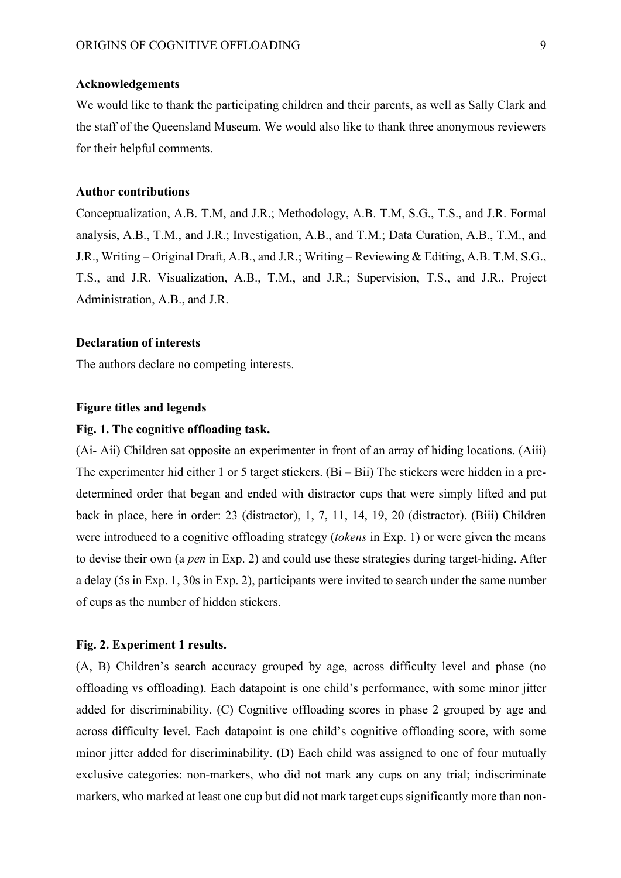**Acknowledgements**

We would like to thank the participating children and their parents, as well as Sally Clark and the staff of the Queensland Museum. We would also like to thank three anonymous reviewers for their helpful comments.

**Author contributions**

Conceptualization, A.B. T.M, and J.R.; Methodology, A.B. T.M, S.G., T.S., and J.R. Formal analysis, A.B., T.M., and J.R.; Investigation, A.B., and T.M.; Data Curation, A.B., T.M., and J.R., Writing – Original Draft, A.B., and J.R.; Writing – Reviewing & Editing, A.B. T.M, S.G., T.S., and J.R. Visualization, A.B., T.M., and J.R.; Supervision, T.S., and J.R., Project Administration, A.B., and J.R.

**Declaration of interests**

The authors declare no competing interests.

**Figure titles and legends**

**Fig. 1. The cognitive offloading task.**

(Ai- Aii) Children sat opposite an experimenter in front of an array of hiding locations. (Aiii) The experimenter hid either 1 or 5 target stickers. (Bi – Bii) The stickers were hidden in a pre-determined order that began and ended with distractor cups that were simply lifted and put back in place, here in order: 23 (distractor), 1, 7, 11, 14, 19, 20 (distractor). (Biii) Children were introduced to a cognitive offloading strategy (*tokens* in Exp. 1) or were given the means to devise their own (a *pen* in Exp. 2) and could use these strategies during target-hiding. After a delay (5s in Exp. 1, 30s in Exp. 2), participants were invited to search under the same number of cups as the number of hidden stickers.

**Fig. 2. Experiment 1 results.**

(A, B) Children's search accuracy grouped by age, across difficulty level and phase (no offloading vs offloading). Each datapoint is one child's performance, with some minor jitter added for discriminability. (C) Cognitive offloading scores in phase 2 grouped by age and across difficulty level. Each datapoint is one child's cognitive offloading score, with some minor jitter added for discriminability. (D) Each child was assigned to one of four mutually exclusive categories: non-markers, who did not mark any cups on any trial; indiscriminate markers, who marked at least one cup but did not mark target cups significantly more than non-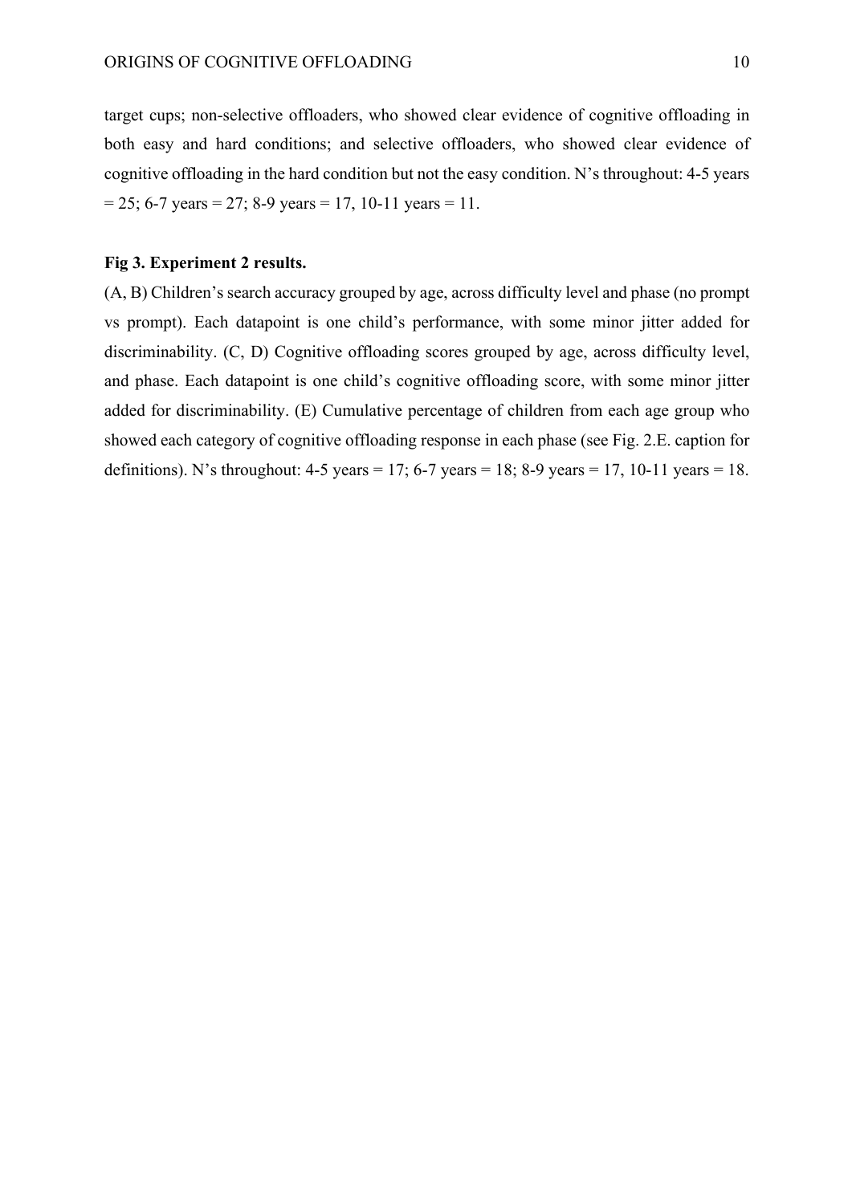target cups; non-selective offloaders, who showed clear evidence of cognitive offloading in both easy and hard conditions; and selective offloaders, who showed clear evidence of cognitive offloading in the hard condition but not the easy condition. N's throughout: 4-5 years = 25; 6-7 years = 27; 8-9 years = 17, 10-11 years = 11.

**Fig 3. Experiment 2 results.**

(A, B) Children's search accuracy grouped by age, across difficulty level and phase (no prompt vs prompt). Each datapoint is one child's performance, with some minor jitter added for discriminability. (C, D) Cognitive offloading scores grouped by age, across difficulty level, and phase. Each datapoint is one child's cognitive offloading score, with some minor jitter added for discriminability. (E) Cumulative percentage of children from each age group who showed each category of cognitive offloading response in each phase (see Fig. 2.E. caption for definitions). N's throughout: 4-5 years = 17; 6-7 years = 18; 8-9 years = 17, 10-11 years = 18.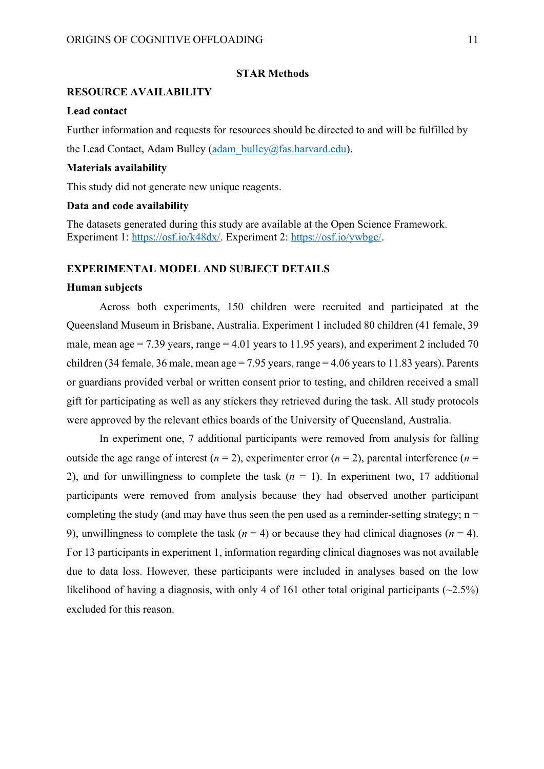## STAR Methods

### RESOURCE AVAILABILITY

#### Lead contact

Further information and requests for resources should be directed to and will be fulfilled by the Lead Contact, Adam Bulley (adam_bulley@fas.harvard.edu).

#### Materials availability

This study did not generate new unique reagents.

#### Data and code availability

The datasets generated during this study are available at the Open Science Framework. Experiment 1: https://osf.io/k48dx/. Experiment 2: https://osf.io/ywbge/.

### EXPERIMENTAL MODEL AND SUBJECT DETAILS

#### Human subjects

Across both experiments, 150 children were recruited and participated at the Queensland Museum in Brisbane, Australia. Experiment 1 included 80 children (41 female, 39 male, mean age = 7.39 years, range = 4.01 years to 11.95 years), and experiment 2 included 70 children (34 female, 36 male, mean age = 7.95 years, range = 4.06 years to 11.83 years). Parents or guardians provided verbal or written consent prior to testing, and children received a small gift for participating as well as any stickers they retrieved during the task. All study protocols were approved by the relevant ethics boards of the University of Queensland, Australia.

In experiment one, 7 additional participants were removed from analysis for falling outside the age range of interest ($n$ = 2), experimenter error ($n$ = 2), parental interference ($n$ = 2), and for unwillingness to complete the task ($n$ = 1). In experiment two, 17 additional participants were removed from analysis because they had observed another participant completing the study (and may have thus seen the pen used as a reminder-setting strategy; n = 9), unwillingness to complete the task ($n$ = 4) or because they had clinical diagnoses ($n$ = 4). For 13 participants in experiment 1, information regarding clinical diagnoses was not available due to data loss. However, these participants were included in analyses based on the low likelihood of having a diagnosis, with only 4 of 161 other total original participants (~2.5%) excluded for this reason.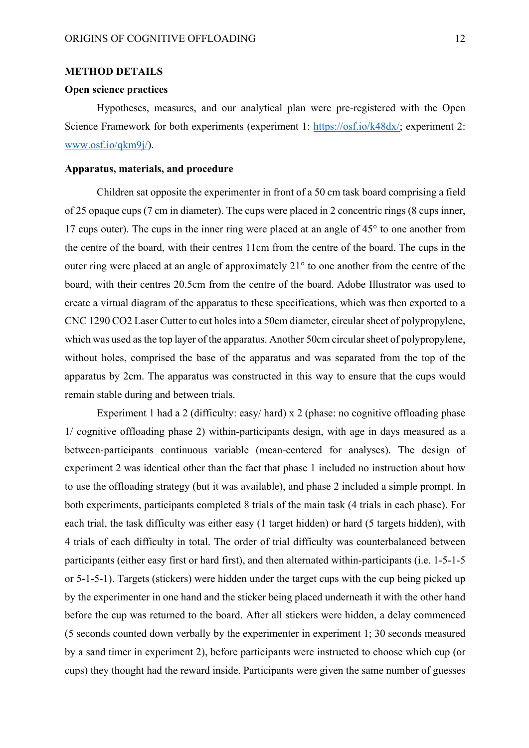## METHOD DETAILS

### Open science practices

Hypotheses, measures, and our analytical plan were pre-registered with the Open Science Framework for both experiments (experiment 1: https://osf.io/k48dx/; experiment 2: www.osf.io/qkm9j/).

### Apparatus, materials, and procedure

Children sat opposite the experimenter in front of a 50 cm task board comprising a field of 25 opaque cups (7 cm in diameter). The cups were placed in 2 concentric rings (8 cups inner, 17 cups outer). The cups in the inner ring were placed at an angle of 45° to one another from the centre of the board, with their centres 11cm from the centre of the board. The cups in the outer ring were placed at an angle of approximately 21° to one another from the centre of the board, with their centres 20.5cm from the centre of the board. Adobe Illustrator was used to create a virtual diagram of the apparatus to these specifications, which was then exported to a CNC 1290 $CO_2$ Laser Cutter to cut holes into a 50cm diameter, circular sheet of polypropylene, which was used as the top layer of the apparatus. Another 50cm circular sheet of polypropylene, without holes, comprised the base of the apparatus and was separated from the top of the apparatus by 2cm. The apparatus was constructed in this way to ensure that the cups would remain stable during and between trials.

Experiment 1 had a 2 (difficulty: easy/ hard) x 2 (phase: no cognitive offloading phase 1/ cognitive offloading phase 2) within-participants design, with age in days measured as a between-participants continuous variable (mean-centered for analyses). The design of experiment 2 was identical other than the fact that phase 1 included no instruction about how to use the offloading strategy (but it was available), and phase 2 included a simple prompt. In both experiments, participants completed 8 trials of the main task (4 trials in each phase). For each trial, the task difficulty was either easy (1 target hidden) or hard (5 targets hidden), with 4 trials of each difficulty in total. The order of trial difficulty was counterbalanced between participants (either easy first or hard first), and then alternated within-participants (i.e. 1-5-1-5 or 5-1-5-1). Targets (stickers) were hidden under the target cups with the cup being picked up by the experimenter in one hand and the sticker being placed underneath it with the other hand before the cup was returned to the board. After all stickers were hidden, a delay commenced (5 seconds counted down verbally by the experimenter in experiment 1; 30 seconds measured by a sand timer in experiment 2), before participants were instructed to choose which cup (or cups) they thought had the reward inside. Participants were given the same number of guesses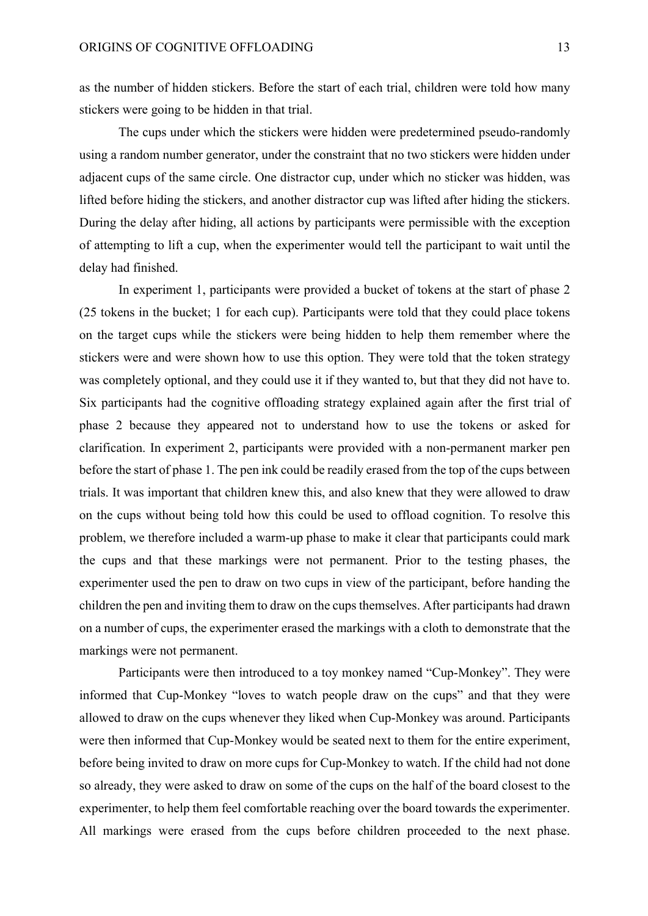as the number of hidden stickers. Before the start of each trial, children were told how many stickers were going to be hidden in that trial.

The cups under which the stickers were hidden were predetermined pseudo-randomly using a random number generator, under the constraint that no two stickers were hidden under adjacent cups of the same circle. One distractor cup, under which no sticker was hidden, was lifted before hiding the stickers, and another distractor cup was lifted after hiding the stickers. During the delay after hiding, all actions by participants were permissible with the exception of attempting to lift a cup, when the experimenter would tell the participant to wait until the delay had finished.

In experiment 1, participants were provided a bucket of tokens at the start of phase 2 (25 tokens in the bucket; 1 for each cup). Participants were told that they could place tokens on the target cups while the stickers were being hidden to help them remember where the stickers were and were shown how to use this option. They were told that the token strategy was completely optional, and they could use it if they wanted to, but that they did not have to. Six participants had the cognitive offloading strategy explained again after the first trial of phase 2 because they appeared not to understand how to use the tokens or asked for clarification. In experiment 2, participants were provided with a non-permanent marker pen before the start of phase 1. The pen ink could be readily erased from the top of the cups between trials. It was important that children knew this, and also knew that they were allowed to draw on the cups without being told how this could be used to offload cognition. To resolve this problem, we therefore included a warm-up phase to make it clear that participants could mark the cups and that these markings were not permanent. Prior to the testing phases, the experimenter used the pen to draw on two cups in view of the participant, before handing the children the pen and inviting them to draw on the cups themselves. After participants had drawn on a number of cups, the experimenter erased the markings with a cloth to demonstrate that the markings were not permanent.

Participants were then introduced to a toy monkey named "Cup-Monkey". They were informed that Cup-Monkey "loves to watch people draw on the cups" and that they were allowed to draw on the cups whenever they liked when Cup-Monkey was around. Participants were then informed that Cup-Monkey would be seated next to them for the entire experiment, before being invited to draw on more cups for Cup-Monkey to watch. If the child had not done so already, they were asked to draw on some of the cups on the half of the board closest to the experimenter, to help them feel comfortable reaching over the board towards the experimenter. All markings were erased from the cups before children proceeded to the next phase.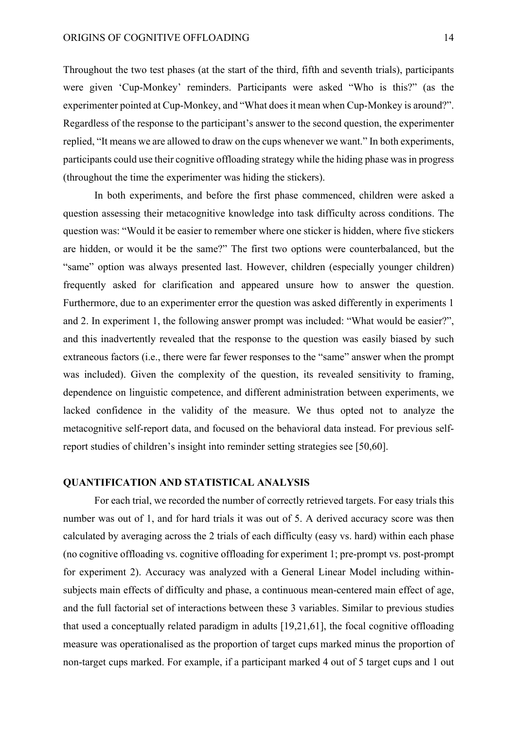Throughout the two test phases (at the start of the third, fifth and seventh trials), participants were given 'Cup-Monkey' reminders. Participants were asked "Who is this?" (as the experimenter pointed at Cup-Monkey, and "What does it mean when Cup-Monkey is around?". Regardless of the response to the participant's answer to the second question, the experimenter replied, "It means we are allowed to draw on the cups whenever we want." In both experiments, participants could use their cognitive offloading strategy while the hiding phase was in progress (throughout the time the experimenter was hiding the stickers).

In both experiments, and before the first phase commenced, children were asked a question assessing their metacognitive knowledge into task difficulty across conditions. The question was: "Would it be easier to remember where one sticker is hidden, where five stickers are hidden, or would it be the same?" The first two options were counterbalanced, but the "same" option was always presented last. However, children (especially younger children) frequently asked for clarification and appeared unsure how to answer the question. Furthermore, due to an experimenter error the question was asked differently in experiments 1 and 2. In experiment 1, the following answer prompt was included: "What would be easier?", and this inadvertently revealed that the response to the question was easily biased by such extraneous factors (i.e., there were far fewer responses to the "same" answer when the prompt was included). Given the complexity of the question, its revealed sensitivity to framing, dependence on linguistic competence, and different administration between experiments, we lacked confidence in the validity of the measure. We thus opted not to analyze the metacognitive self-report data, and focused on the behavioral data instead. For previous self-report studies of children's insight into reminder setting strategies see [50,60].

## QUANTIFICATION AND STATISTICAL ANALYSIS

For each trial, we recorded the number of correctly retrieved targets. For easy trials this number was out of 1, and for hard trials it was out of 5. A derived accuracy score was then calculated by averaging across the 2 trials of each difficulty (easy vs. hard) within each phase (no cognitive offloading vs. cognitive offloading for experiment 1; pre-prompt vs. post-prompt for experiment 2). Accuracy was analyzed with a General Linear Model including within-subjects main effects of difficulty and phase, a continuous mean-centered main effect of age, and the full factorial set of interactions between these 3 variables. Similar to previous studies that used a conceptually related paradigm in adults [19,21,61], the focal cognitive offloading measure was operationalised as the proportion of target cups marked minus the proportion of non-target cups marked. For example, if a participant marked 4 out of 5 target cups and 1 out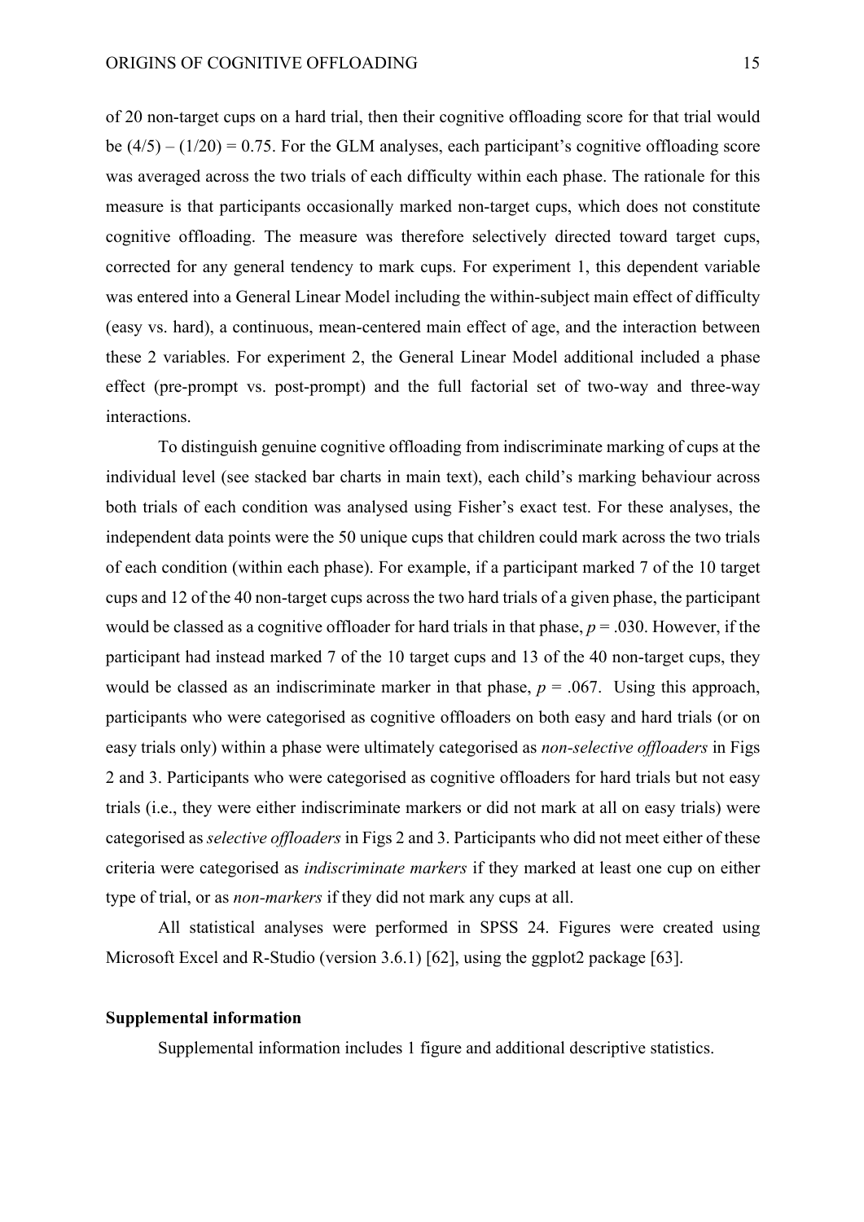of 20 non-target cups on a hard trial, then their cognitive offloading score for that trial would be $(4/5) - (1/20) = 0.75$. For the GLM analyses, each participant's cognitive offloading score was averaged across the two trials of each difficulty within each phase. The rationale for this measure is that participants occasionally marked non-target cups, which does not constitute cognitive offloading. The measure was therefore selectively directed toward target cups, corrected for any general tendency to mark cups. For experiment 1, this dependent variable was entered into a General Linear Model including the within-subject main effect of difficulty (easy vs. hard), a continuous, mean-centered main effect of age, and the interaction between these 2 variables. For experiment 2, the General Linear Model additional included a phase effect (pre-prompt vs. post-prompt) and the full factorial set of two-way and three-way interactions.

To distinguish genuine cognitive offloading from indiscriminate marking of cups at the individual level (see stacked bar charts in main text), each child's marking behaviour across both trials of each condition was analysed using Fisher's exact test. For these analyses, the independent data points were the 50 unique cups that children could mark across the two trials of each condition (within each phase). For example, if a participant marked 7 of the 10 target cups and 12 of the 40 non-target cups across the two hard trials of a given phase, the participant would be classed as a cognitive offloader for hard trials in that phase, $p = .030$. However, if the participant had instead marked 7 of the 10 target cups and 13 of the 40 non-target cups, they would be classed as an indiscriminate marker in that phase, $p = .067$. Using this approach, participants who were categorised as cognitive offloaders on both easy and hard trials (or on easy trials only) within a phase were ultimately categorised as *non-selective offloaders* in Figs 2 and 3. Participants who were categorised as cognitive offloaders for hard trials but not easy trials (i.e., they were either indiscriminate markers or did not mark at all on easy trials) were categorised as *selective offloaders* in Figs 2 and 3. Participants who did not meet either of these criteria were categorised as *indiscriminate markers* if they marked at least one cup on either type of trial, or as *non-markers* if they did not mark any cups at all.

All statistical analyses were performed in SPSS 24. Figures were created using Microsoft Excel and R-Studio (version 3.6.1) [62], using the ggplot2 package [63].

**Supplemental information**

Supplemental information includes 1 figure and additional descriptive statistics.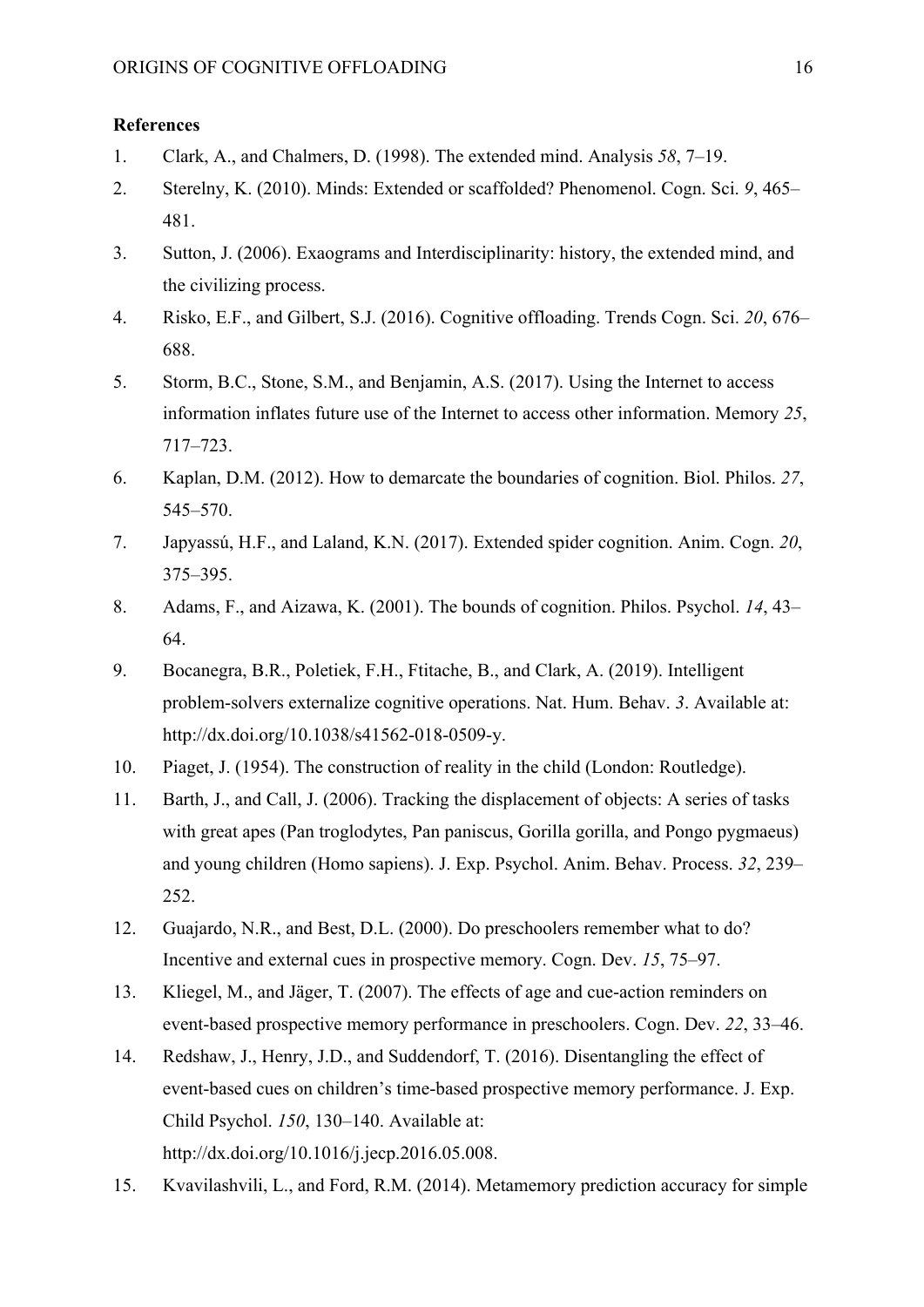**References**

1. Clark, A., and Chalmers, D. (1998). The extended mind. Analysis *58*, 7–19.
2. Sterelny, K. (2010). Minds: Extended or scaffolded? Phenomenol. Cogn. Sci. *9*, 465–481.
3. Sutton, J. (2006). Exaograms and Interdisciplinarity: history, the extended mind, and the civilizing process.
4. Risko, E.F., and Gilbert, S.J. (2016). Cognitive offloading. Trends Cogn. Sci. *20*, 676–688.
5. Storm, B.C., Stone, S.M., and Benjamin, A.S. (2017). Using the Internet to access information inflates future use of the Internet to access other information. Memory *25*, 717–723.
6. Kaplan, D.M. (2012). How to demarcate the boundaries of cognition. Biol. Philos. *27*, 545–570.
7. Japyassú, H.F., and Laland, K.N. (2017). Extended spider cognition. Anim. Cogn. *20*, 375–395.
8. Adams, F., and Aizawa, K. (2001). The bounds of cognition. Philos. Psychol. *14*, 43–64.
9. Bocanegra, B.R., Poletiek, F.H., Ftitache, B., and Clark, A. (2019). Intelligent problem-solvers externalize cognitive operations. Nat. Hum. Behav. *3*. Available at: http://dx.doi.org/10.1038/s41562-018-0509-y.
10. Piaget, J. (1954). The construction of reality in the child (London: Routledge).
11. Barth, J., and Call, J. (2006). Tracking the displacement of objects: A series of tasks with great apes (Pan troglodytes, Pan paniscus, Gorilla gorilla, and Pongo pygmaeus) and young children (Homo sapiens). J. Exp. Psychol. Anim. Behav. Process. *32*, 239–252.
12. Guajardo, N.R., and Best, D.L. (2000). Do preschoolers remember what to do? Incentive and external cues in prospective memory. Cogn. Dev. *15*, 75–97.
13. Kliegel, M., and Jäger, T. (2007). The effects of age and cue-action reminders on event-based prospective memory performance in preschoolers. Cogn. Dev. *22*, 33–46.
14. Redshaw, J., Henry, J.D., and Suddendorf, T. (2016). Disentangling the effect of event-based cues on children's time-based prospective memory performance. J. Exp. Child Psychol. *150*, 130–140. Available at: http://dx.doi.org/10.1016/j.jecp.2016.05.008.
15. Kvavilashvili, L., and Ford, R.M. (2014). Metamemory prediction accuracy for simple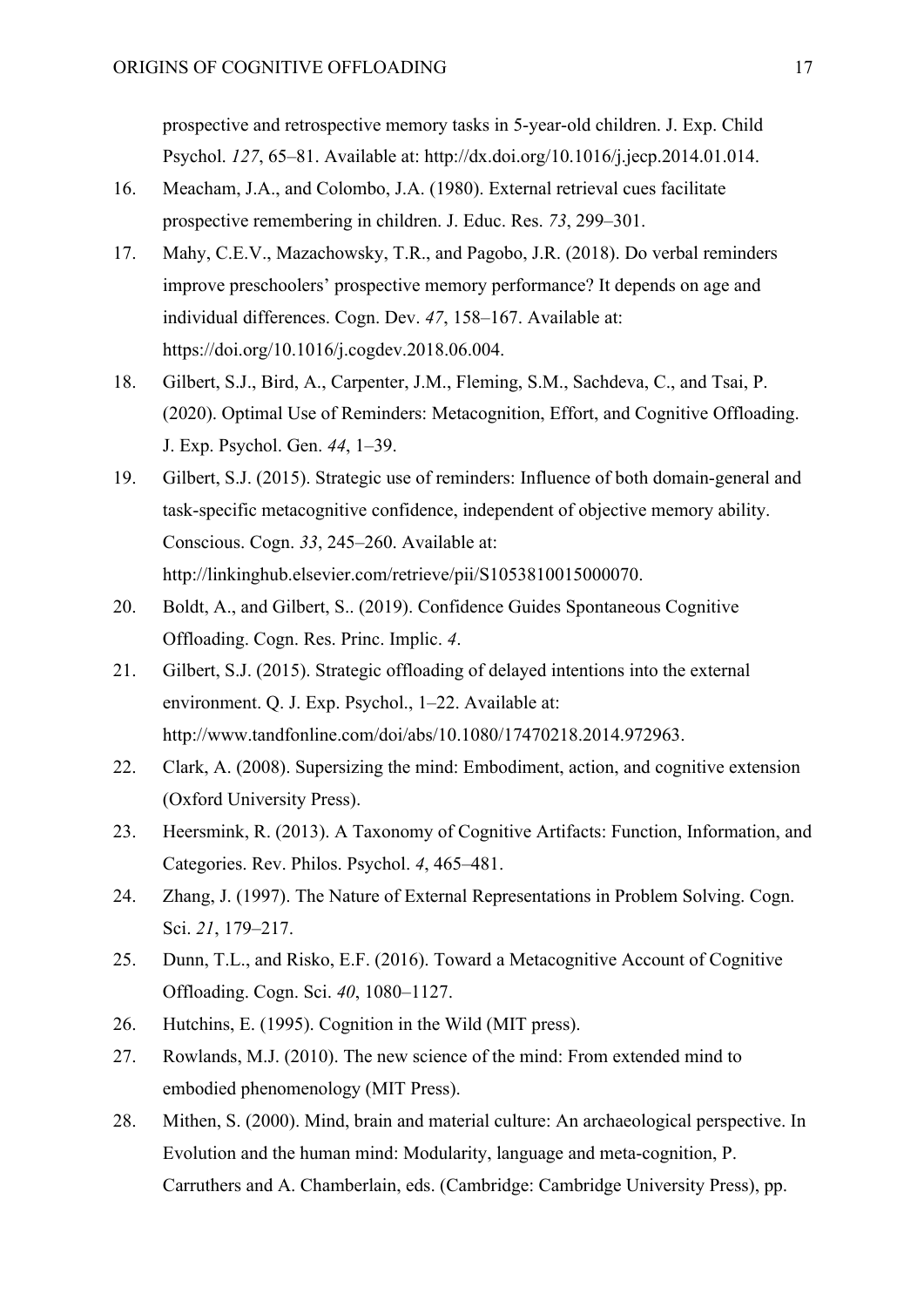prospective and retrospective memory tasks in 5-year-old children. J. Exp. Child Psychol. *127*, 65–81. Available at: http://dx.doi.org/10.1016/j.jecp.2014.01.014.

16. Meacham, J.A., and Colombo, J.A. (1980). External retrieval cues facilitate prospective remembering in children. J. Educ. Res. *73*, 299–301.
17. Mahy, C.E.V., Mazachowsky, T.R., and Pagobo, J.R. (2018). Do verbal reminders improve preschoolers' prospective memory performance? It depends on age and individual differences. Cogn. Dev. *47*, 158–167. Available at: https://doi.org/10.1016/j.cogdev.2018.06.004.
18. Gilbert, S.J., Bird, A., Carpenter, J.M., Fleming, S.M., Sachdeva, C., and Tsai, P. (2020). Optimal Use of Reminders: Metacognition, Effort, and Cognitive Offloading. J. Exp. Psychol. Gen. *44*, 1–39.
19. Gilbert, S.J. (2015). Strategic use of reminders: Influence of both domain-general and task-specific metacognitive confidence, independent of objective memory ability. Conscious. Cogn. *33*, 245–260. Available at: http://linkinghub.elsevier.com/retrieve/pii/S1053810015000070.
20. Boldt, A., and Gilbert, S.. (2019). Confidence Guides Spontaneous Cognitive Offloading. Cogn. Res. Princ. Implic. *4*.
21. Gilbert, S.J. (2015). Strategic offloading of delayed intentions into the external environment. Q. J. Exp. Psychol., 1–22. Available at: http://www.tandfonline.com/doi/abs/10.1080/17470218.2014.972963.
22. Clark, A. (2008). Supersizing the mind: Embodiment, action, and cognitive extension (Oxford University Press).
23. Heersmink, R. (2013). A Taxonomy of Cognitive Artifacts: Function, Information, and Categories. Rev. Philos. Psychol. *4*, 465–481.
24. Zhang, J. (1997). The Nature of External Representations in Problem Solving. Cogn. Sci. *21*, 179–217.
25. Dunn, T.L., and Risko, E.F. (2016). Toward a Metacognitive Account of Cognitive Offloading. Cogn. Sci. *40*, 1080–1127.
26. Hutchins, E. (1995). Cognition in the Wild (MIT press).
27. Rowlands, M.J. (2010). The new science of the mind: From extended mind to embodied phenomenology (MIT Press).
28. Mithen, S. (2000). Mind, brain and material culture: An archaeological perspective. In Evolution and the human mind: Modularity, language and meta-cognition, P. Carruthers and A. Chamberlain, eds. (Cambridge: Cambridge University Press), pp.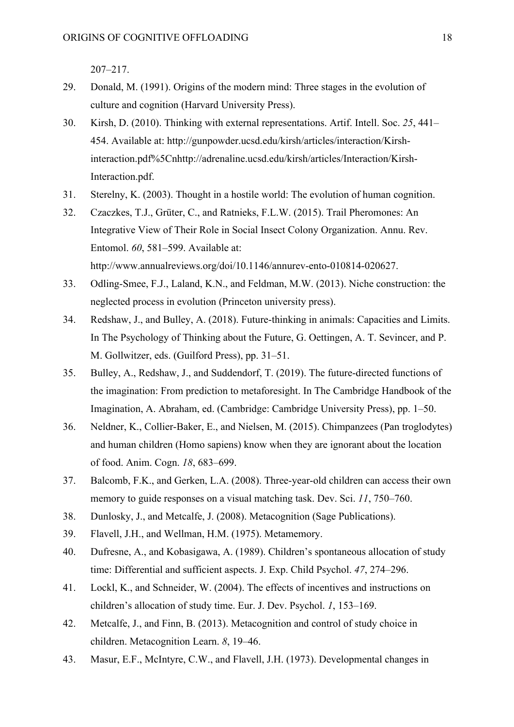207–217.

29. Donald, M. (1991). Origins of the modern mind: Three stages in the evolution of culture and cognition (Harvard University Press).
30. Kirsh, D. (2010). Thinking with external representations. Artif. Intell. Soc. *25*, 441–454. Available at: http://gunpowder.ucsd.edu/kirsh/articles/interaction/Kirsh-interaction.pdf%5Cnhttp://adrenaline.ucsd.edu/kirsh/articles/Interaction/Kirsh-Interaction.pdf.
31. Sterelny, K. (2003). Thought in a hostile world: The evolution of human cognition.
32. Czaczkes, T.J., Grüter, C., and Ratnieks, F.L.W. (2015). Trail Pheromones: An Integrative View of Their Role in Social Insect Colony Organization. Annu. Rev. Entomol. *60*, 581–599. Available at: http://www.annualreviews.org/doi/10.1146/annurev-ento-010814-020627.
33. Odling-Smee, F.J., Laland, K.N., and Feldman, M.W. (2013). Niche construction: the neglected process in evolution (Princeton university press).
34. Redshaw, J., and Bulley, A. (2018). Future-thinking in animals: Capacities and Limits. In The Psychology of Thinking about the Future, G. Oettingen, A. T. Sevincer, and P. M. Gollwitzer, eds. (Guilford Press), pp. 31–51.
35. Bulley, A., Redshaw, J., and Suddendorf, T. (2019). The future-directed functions of the imagination: From prediction to metaforesight. In The Cambridge Handbook of the Imagination, A. Abraham, ed. (Cambridge: Cambridge University Press), pp. 1–50.
36. Neldner, K., Collier-Baker, E., and Nielsen, M. (2015). Chimpanzees (Pan troglodytes) and human children (Homo sapiens) know when they are ignorant about the location of food. Anim. Cogn. *18*, 683–699.
37. Balcomb, F.K., and Gerken, L.A. (2008). Three-year-old children can access their own memory to guide responses on a visual matching task. Dev. Sci. *11*, 750–760.
38. Dunlosky, J., and Metcalfe, J. (2008). Metacognition (Sage Publications).
39. Flavell, J.H., and Wellman, H.M. (1975). Metamemory.
40. Dufresne, A., and Kobasigawa, A. (1989). Children's spontaneous allocation of study time: Differential and sufficient aspects. J. Exp. Child Psychol. *47*, 274–296.
41. Lockl, K., and Schneider, W. (2004). The effects of incentives and instructions on children's allocation of study time. Eur. J. Dev. Psychol. *1*, 153–169.
42. Metcalfe, J., and Finn, B. (2013). Metacognition and control of study choice in children. Metacognition Learn. *8*, 19–46.
43. Masur, E.F., McIntyre, C.W., and Flavell, J.H. (1973). Developmental changes in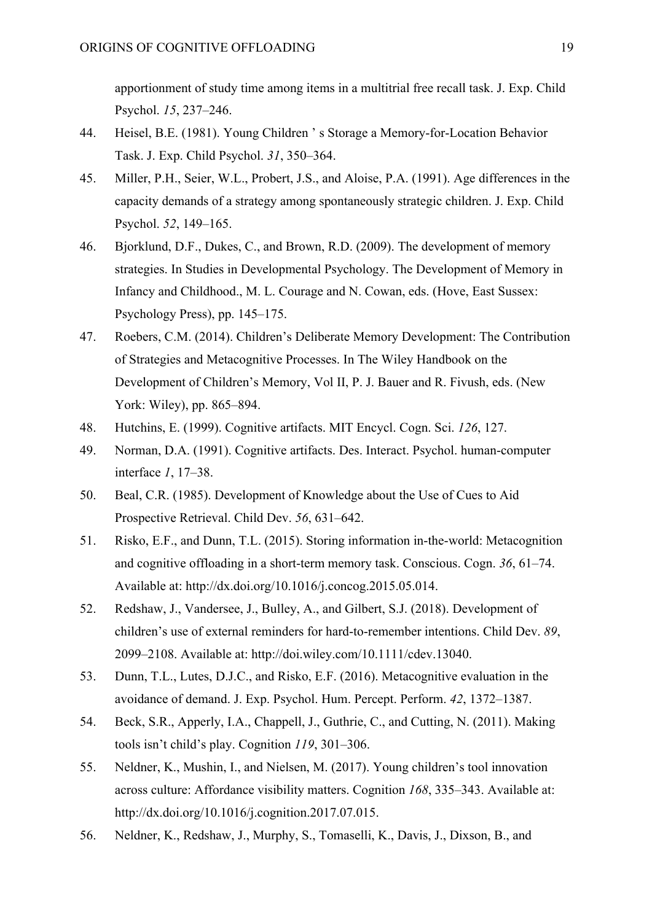apportionment of study time among items in a multitrial free recall task. J. Exp. Child Psychol. *15*, 237–246.

44. Heisel, B.E. (1981). Young Children ' s Storage a Memory-for-Location Behavior Task. J. Exp. Child Psychol. *31*, 350–364.
45. Miller, P.H., Seier, W.L., Probert, J.S., and Aloise, P.A. (1991). Age differences in the capacity demands of a strategy among spontaneously strategic children. J. Exp. Child Psychol. *52*, 149–165.
46. Bjorklund, D.F., Dukes, C., and Brown, R.D. (2009). The development of memory strategies. In Studies in Developmental Psychology. The Development of Memory in Infancy and Childhood., M. L. Courage and N. Cowan, eds. (Hove, East Sussex: Psychology Press), pp. 145–175.
47. Roebers, C.M. (2014). Children's Deliberate Memory Development: The Contribution of Strategies and Metacognitive Processes. In The Wiley Handbook on the Development of Children's Memory, Vol II, P. J. Bauer and R. Fivush, eds. (New York: Wiley), pp. 865–894.
48. Hutchins, E. (1999). Cognitive artifacts. MIT Encycl. Cogn. Sci. *126*, 127.
49. Norman, D.A. (1991). Cognitive artifacts. Des. Interact. Psychol. human-computer interface *1*, 17–38.
50. Beal, C.R. (1985). Development of Knowledge about the Use of Cues to Aid Prospective Retrieval. Child Dev. *56*, 631–642.
51. Risko, E.F., and Dunn, T.L. (2015). Storing information in-the-world: Metacognition and cognitive offloading in a short-term memory task. Conscious. Cogn. *36*, 61–74. Available at: http://dx.doi.org/10.1016/j.concog.2015.05.014.
52. Redshaw, J., Vandersee, J., Bulley, A., and Gilbert, S.J. (2018). Development of children's use of external reminders for hard-to-remember intentions. Child Dev. *89*, 2099–2108. Available at: http://doi.wiley.com/10.1111/cdev.13040.
53. Dunn, T.L., Lutes, D.J.C., and Risko, E.F. (2016). Metacognitive evaluation in the avoidance of demand. J. Exp. Psychol. Hum. Percept. Perform. *42*, 1372–1387.
54. Beck, S.R., Apperly, I.A., Chappell, J., Guthrie, C., and Cutting, N. (2011). Making tools isn't child's play. Cognition *119*, 301–306.
55. Neldner, K., Mushin, I., and Nielsen, M. (2017). Young children's tool innovation across culture: Affordance visibility matters. Cognition *168*, 335–343. Available at: http://dx.doi.org/10.1016/j.cognition.2017.07.015.
56. Neldner, K., Redshaw, J., Murphy, S., Tomaselli, K., Davis, J., Dixson, B., and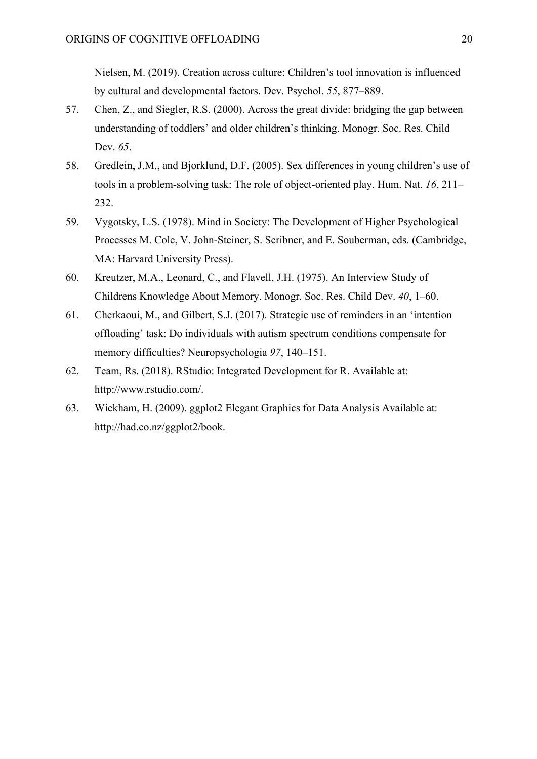Nielsen, M. (2019). Creation across culture: Children's tool innovation is influenced by cultural and developmental factors. Dev. Psychol. *55*, 877–889.

57. Chen, Z., and Siegler, R.S. (2000). Across the great divide: bridging the gap between understanding of toddlers' and older children's thinking. Monogr. Soc. Res. Child Dev. *65*.
58. Gredlein, J.M., and Bjorklund, D.F. (2005). Sex differences in young children's use of tools in a problem-solving task: The role of object-oriented play. Hum. Nat. *16*, 211–232.
59. Vygotsky, L.S. (1978). Mind in Society: The Development of Higher Psychological Processes M. Cole, V. John-Steiner, S. Scribner, and E. Souberman, eds. (Cambridge, MA: Harvard University Press).
60. Kreutzer, M.A., Leonard, C., and Flavell, J.H. (1975). An Interview Study of Childrens Knowledge About Memory. Monogr. Soc. Res. Child Dev. *40*, 1–60.
61. Cherkaoui, M., and Gilbert, S.J. (2017). Strategic use of reminders in an 'intention offloading' task: Do individuals with autism spectrum conditions compensate for memory difficulties? Neuropsychologia *97*, 140–151.
62. Team, Rs. (2018). RStudio: Integrated Development for R. Available at: http://www.rstudio.com/.
63. Wickham, H. (2009). ggplot2 Elegant Graphics for Data Analysis Available at: http://had.co.nz/ggplot2/book.